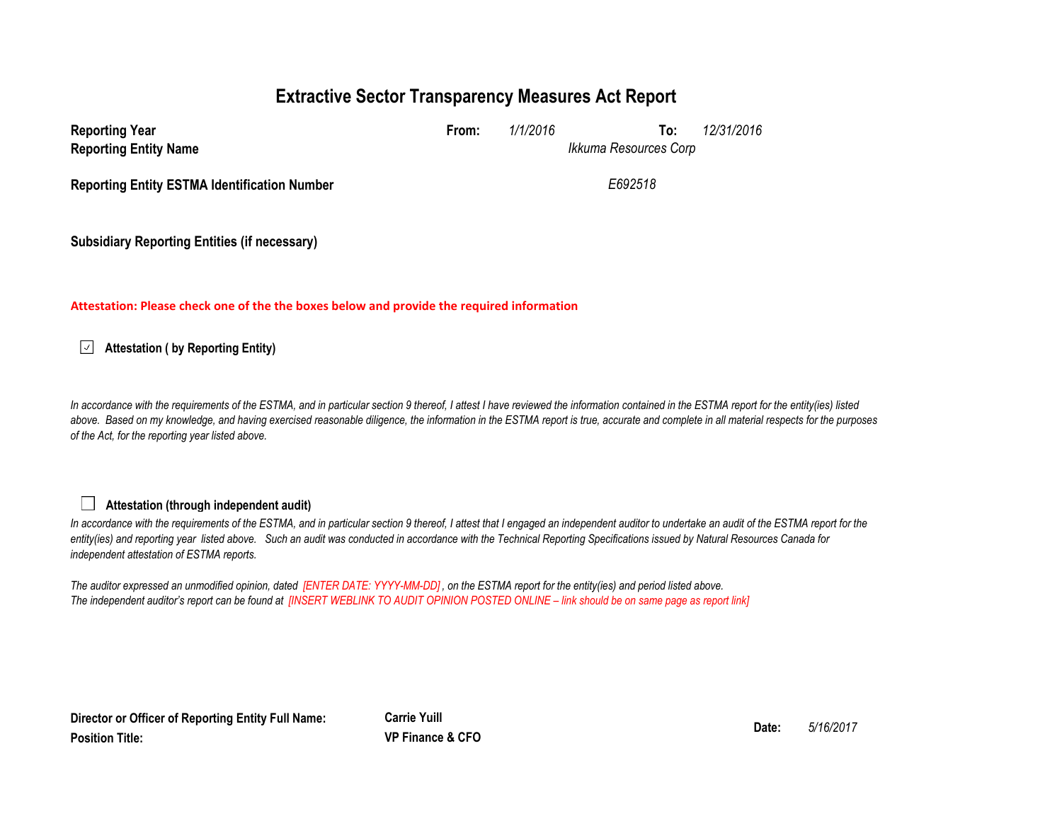# Extractive Sector Transparency Measures Act Report

| | | | | |
|---|---|---|---|---|
| **Reporting Year** | **From:** | *1/1/2016* | **To:** | *12/31/2016* |
| **Reporting Entity Name** | | *Ikkuma Resources Corp* | | |
| **Reporting Entity ESTMA Identification Number** | | *E692518* | | |
| **Subsidiary Reporting Entities (if necessary)** | | | | |

**Attestation: Please check one of the the boxes below and provide the required information**

☑ **Attestation ( by Reporting Entity)**

*In accordance with the requirements of the ESTMA, and in particular section 9 thereof, I attest I have reviewed the information contained in the ESTMA report for the entity(ies) listed above. Based on my knowledge, and having exercised reasonable diligence, the information in the ESTMA report is true, accurate and complete in all material respects for the purposes of the Act, for the reporting year listed above.*

☐ **Attestation (through independent audit)**

*In accordance with the requirements of the ESTMA, and in particular section 9 thereof, I attest that I engaged an independent auditor to undertake an audit of the ESTMA report for the entity(ies) and reporting year listed above. Such an audit was conducted in accordance with the Technical Reporting Specifications issued by Natural Resources Canada for independent attestation of ESTMA reports.*

*The auditor expressed an unmodified opinion, dated [ENTER DATE: YYYY-MM-DD], on the ESTMA report for the entity(ies) and period listed above.*
*The independent auditor's report can be found at [INSERT WEBLINK TO AUDIT OPINION POSTED ONLINE – link should be on same page as report link]*

| | | | |
|---|---|---|---|
| **Director or Officer of Reporting Entity Full Name:** | **Carrie Yuill** | **Date:** | *5/16/2017* |
| **Position Title:** | **VP Finance & CFO** | | |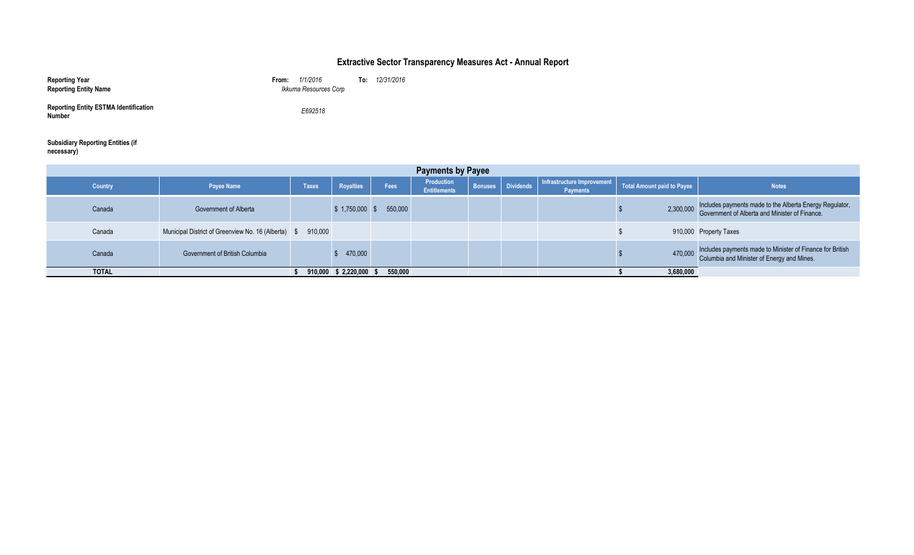# Extractive Sector Transparency Measures Act - Annual Report

**Reporting Year** **From:** *1/1/2016* **To:** *12/31/2016*

**Reporting Entity Name** *Ikkuma Resources Corp*

**Reporting Entity ESTMA Identification Number** *E692518*

**Subsidiary Reporting Entities (if necessary)**

| Payments by Payee | | | | | | | | | | |
|---|---|---|---|---|---|---|---|---|---|---|
| Country | Payee Name | Taxes | Royalties | Fees | Production Entitlements | Bonuses | Dividends | Infrastructure Improvement Payments | Total Amount paid to Payee | Notes |
| Canada | Government of Alberta | | $ 1,750,000 | $ 550,000 | | | | | $ 2,300,000 | Includes payments made to the Alberta Energy Regulator, Government of Alberta and Minister of Finance. |
| Canada | Municipal District of Greenview No. 16 (Alberta) | $ 910,000 | | | | | | | $ 910,000 | Property Taxes |
| Canada | Government of British Columbia | | $ 470,000 | | | | | | $ 470,000 | Includes payments made to Minister of Finance for British Columbia and Minister of Energy and Mines. |
| **TOTAL** | | **$ 910,000** | **$ 2,220,000** | **$ 550,000** | | | | | **$ 3,680,000** | |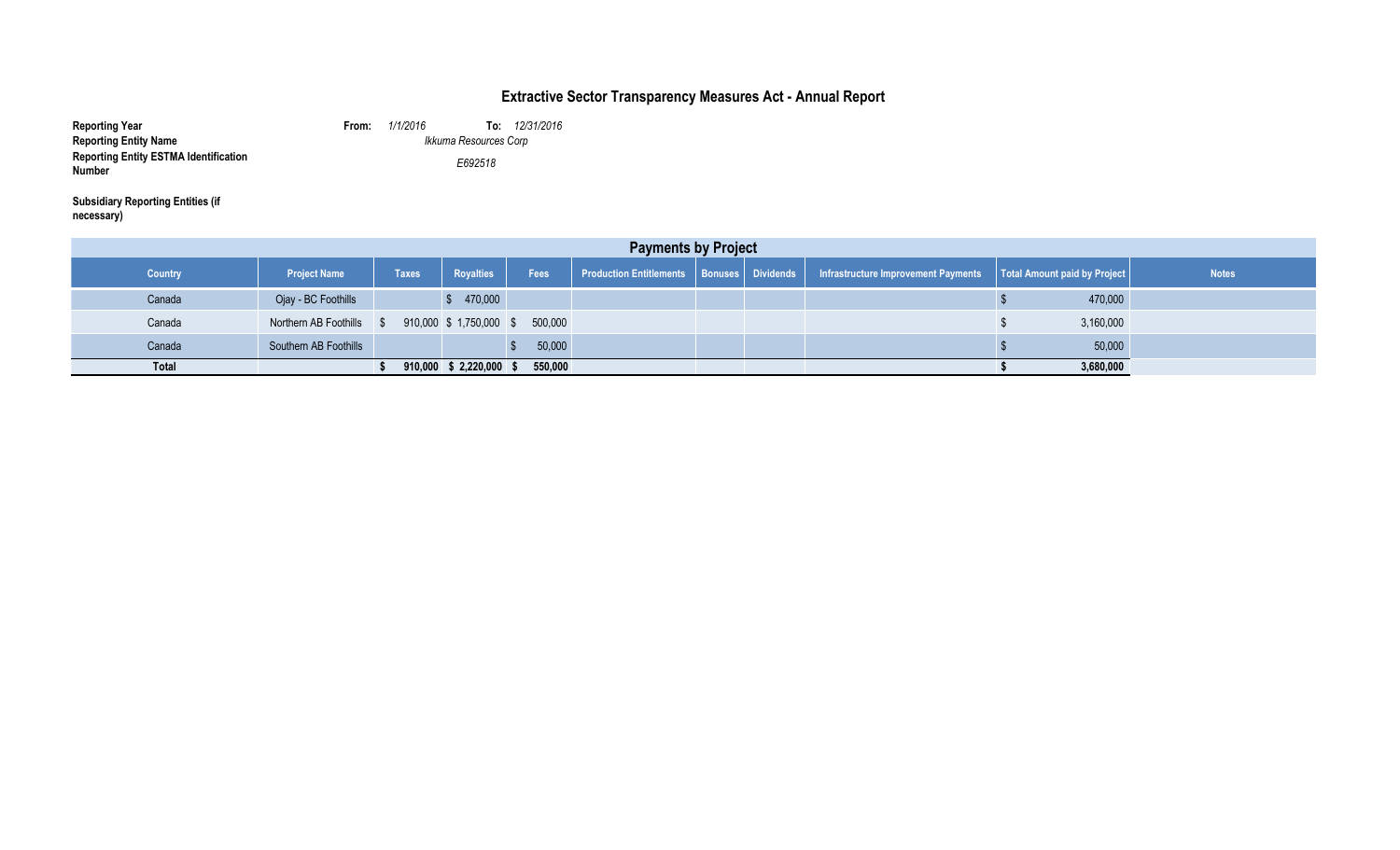# Extractive Sector Transparency Measures Act - Annual Report

**Reporting Year** **From:** *1/1/2016* **To:** *12/31/2016*

**Reporting Entity Name** *Ikkuma Resources Corp*

**Reporting Entity ESTMA Identification Number** *E692518*

**Subsidiary Reporting Entities (if necessary)**

## Payments by Project

| Country | Project Name | Taxes | Royalties | Fees | Production Entitlements | Bonuses | Dividends | Infrastructure Improvement Payments | Total Amount paid by Project | Notes |
|---|---|---|---|---|---|---|---|---|---|---|
| Canada | Ojay - BC Foothills | | $ 470,000 | | | | | | $ 470,000 | |
| Canada | Northern AB Foothills | $ 910,000 | $ 1,750,000 | $ 500,000 | | | | | $ 3,160,000 | |
| Canada | Southern AB Foothills | | | $ 50,000 | | | | | $ 50,000 | |
| **Total** | | **$ 910,000** | **$ 2,220,000** | **$ 550,000** | | | | | **$ 3,680,000** | |